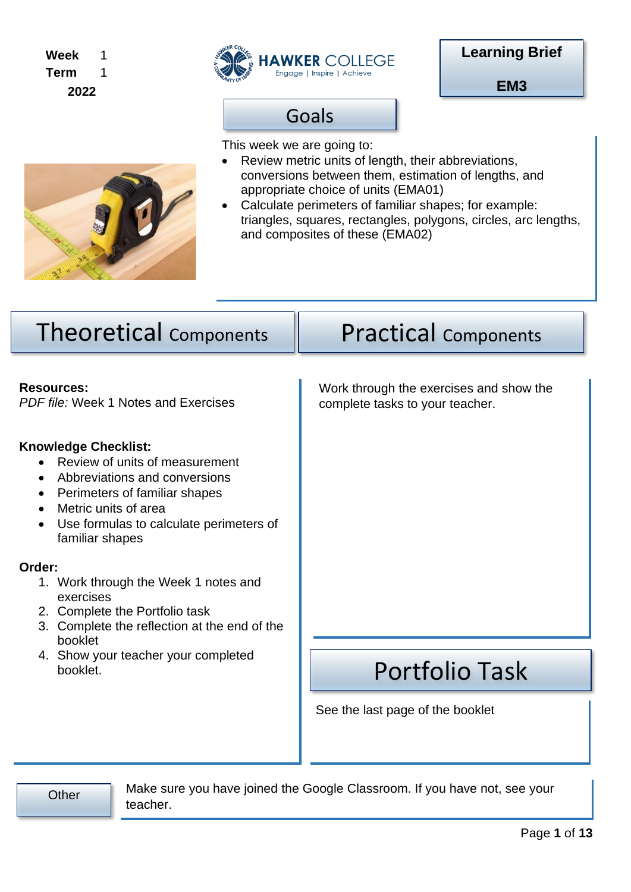**Week** 1
**Term** 1
**2022**

HAWKER COLLEGE
Engage | Inspire | Achieve

**Learning Brief**

**EM3**

## Goals

This week we are going to:

- Review metric units of length, their abbreviations, conversions between them, estimation of lengths, and appropriate choice of units (EMA01)
- Calculate perimeters of familiar shapes; for example: triangles, squares, rectangles, polygons, circles, arc lengths, and composites of these (EMA02)

## Theoretical Components

**Resources:**
*PDF file:* Week 1 Notes and Exercises

**Knowledge Checklist:**

- Review of units of measurement
- Abbreviations and conversions
- Perimeters of familiar shapes
- Metric units of area
- Use formulas to calculate perimeters of familiar shapes

**Order:**

1. Work through the Week 1 notes and exercises
2. Complete the Portfolio task
3. Complete the reflection at the end of the booklet
4. Show your teacher your completed booklet.

## Practical Components

Work through the exercises and show the complete tasks to your teacher.

## Portfolio Task

See the last page of the booklet

## Other

Make sure you have joined the Google Classroom. If you have not, see your teacher.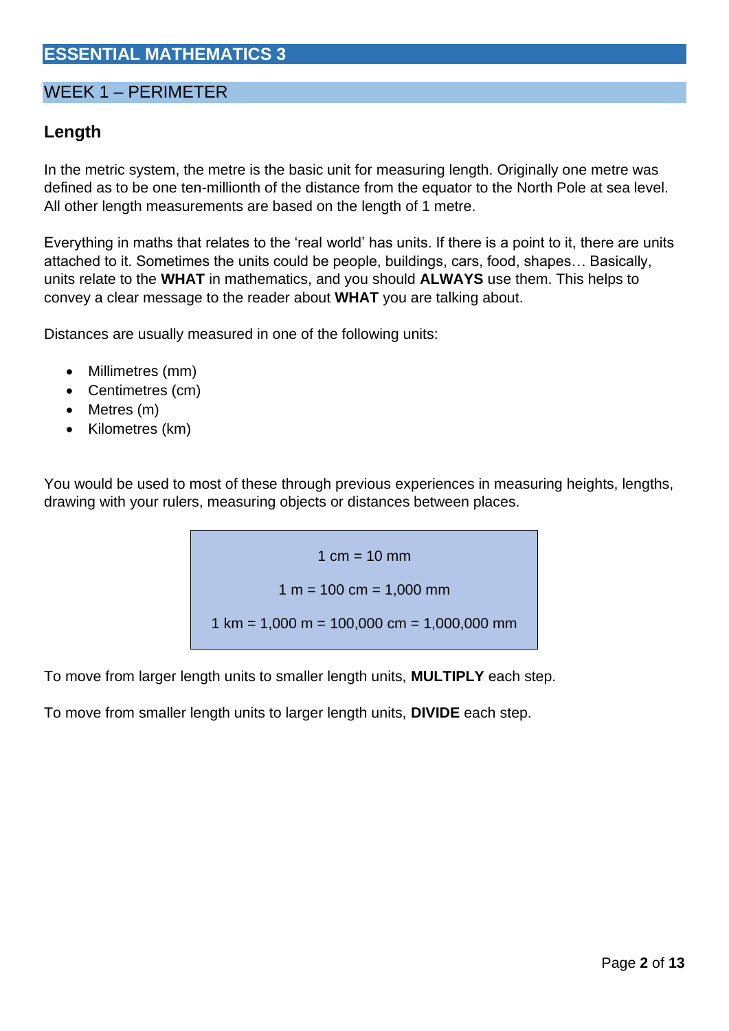# ESSENTIAL MATHEMATICS 3

## WEEK 1 – PERIMETER

### Length

In the metric system, the metre is the basic unit for measuring length. Originally one metre was defined as to be one ten-millionth of the distance from the equator to the North Pole at sea level. All other length measurements are based on the length of 1 metre.

Everything in maths that relates to the 'real world' has units. If there is a point to it, there are units attached to it. Sometimes the units could be people, buildings, cars, food, shapes… Basically, units relate to the **WHAT** in mathematics, and you should **ALWAYS** use them. This helps to convey a clear message to the reader about **WHAT** you are talking about.

Distances are usually measured in one of the following units:

- Millimetres (mm)
- Centimetres (cm)
- Metres (m)
- Kilometres (km)

You would be used to most of these through previous experiences in measuring heights, lengths, drawing with your rulers, measuring objects or distances between places.

> 1 cm = 10 mm
>
> 1 m = 100 cm = 1,000 mm
>
> 1 km = 1,000 m = 100,000 cm = 1,000,000 mm

To move from larger length units to smaller length units, **MULTIPLY** each step.

To move from smaller length units to larger length units, **DIVIDE** each step.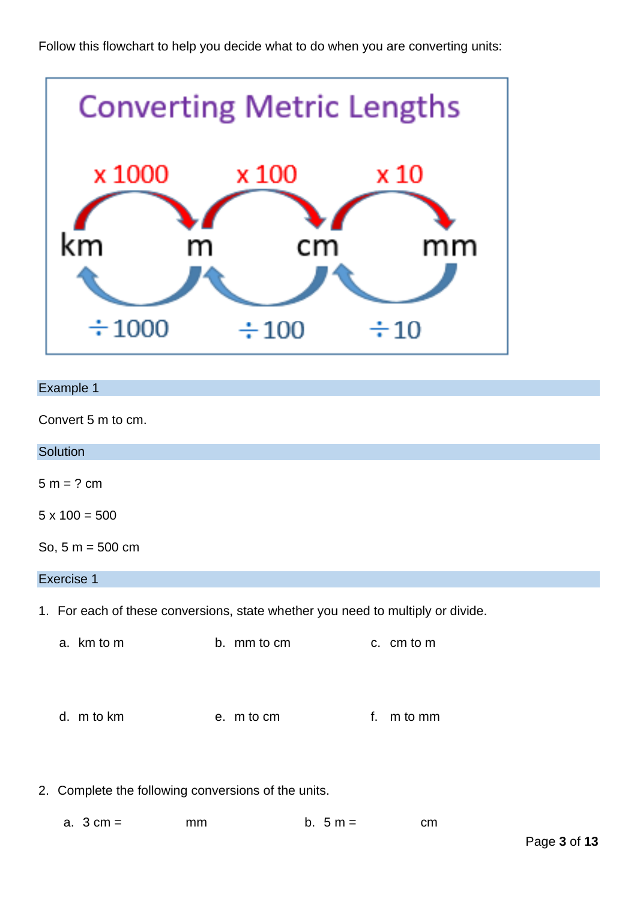Follow this flowchart to help you decide what to do when you are converting units:

Converting Metric Lengths

x 1000 x 100 x 10

km m cm mm

÷1000 ÷100 ÷10

## Example 1

Convert 5 m to cm.

## Solution

5 m = ? cm

5 x 100 = 500

So, 5 m = 500 cm

## Exercise 1

1. For each of these conversions, state whether you need to multiply or divide.

   a. km to m  b. mm to cm  c. cm to m

   d. m to km  e. m to cm  f. m to mm

2. Complete the following conversions of the units.

   a. 3 cm = mm  b. 5 m = cm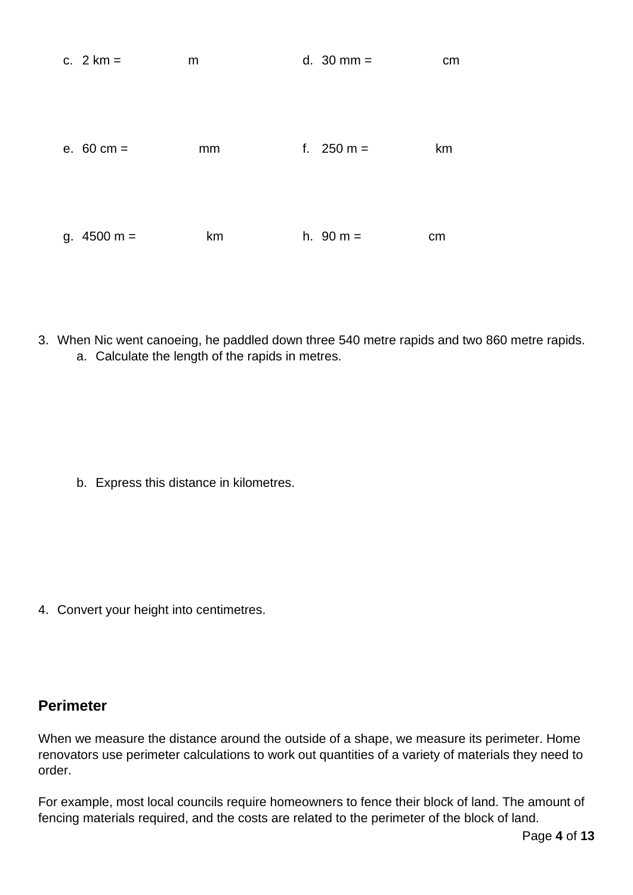c. 2 km = m

d. 30 mm = cm

e. 60 cm = mm

f. 250 m = km

g. 4500 m = km

h. 90 m = cm

3. When Nic went canoeing, he paddled down three 540 metre rapids and two 860 metre rapids.
   a. Calculate the length of the rapids in metres.

   b. Express this distance in kilometres.

4. Convert your height into centimetres.

## Perimeter

When we measure the distance around the outside of a shape, we measure its perimeter. Home renovators use perimeter calculations to work out quantities of a variety of materials they need to order.

For example, most local councils require homeowners to fence their block of land. The amount of fencing materials required, and the costs are related to the perimeter of the block of land.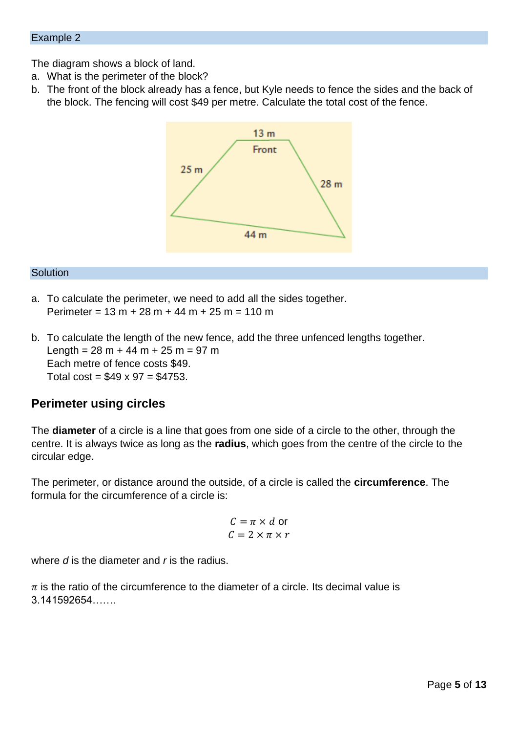Example 2

The diagram shows a block of land.

a. What is the perimeter of the block?
b. The front of the block already has a fence, but Kyle needs to fence the sides and the back of the block. The fencing will cost $49 per metre. Calculate the total cost of the fence.

13 m
Front
25 m
28 m
44 m

Solution

a. To calculate the perimeter, we need to add all the sides together.
   Perimeter = 13 m + 28 m + 44 m + 25 m = 110 m

b. To calculate the length of the new fence, add the three unfenced lengths together.
   Length = 28 m + 44 m + 25 m = 97 m
   Each metre of fence costs $49.
   Total cost = $49 x 97 = $4753.

## Perimeter using circles

The **diameter** of a circle is a line that goes from one side of a circle to the other, through the centre. It is always twice as long as the **radius**, which goes from the centre of the circle to the circular edge.

The perimeter, or distance around the outside, of a circle is called the **circumference**. The formula for the circumference of a circle is:

$$C = \pi \times d \text{ or}$$
$$C = 2 \times \pi \times r$$

where *d* is the diameter and *r* is the radius.

$\pi$ is the ratio of the circumference to the diameter of a circle. Its decimal value is 3.141592654…….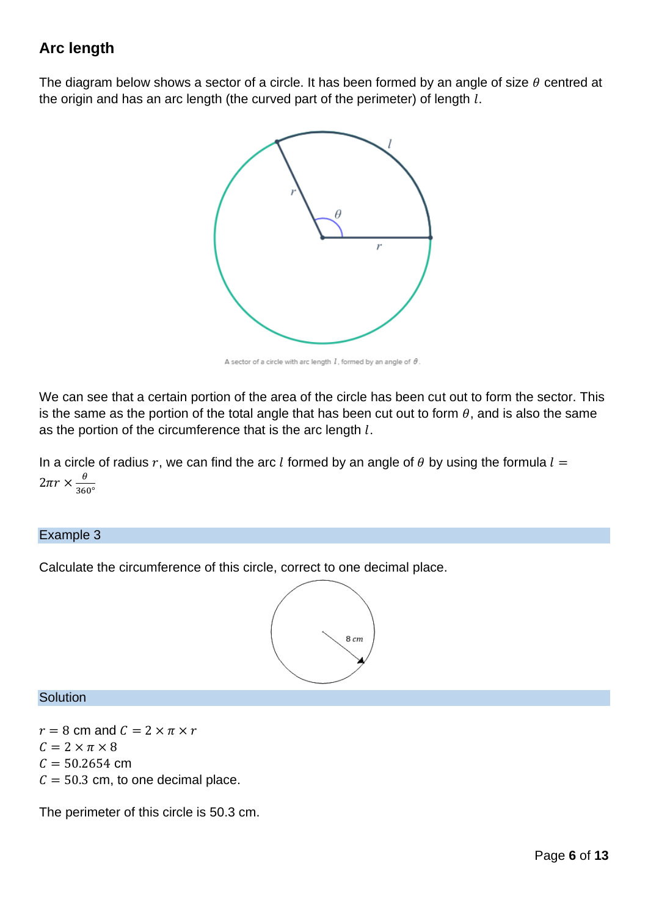## Arc length

The diagram below shows a sector of a circle. It has been formed by an angle of size $\theta$ centred at the origin and has an arc length (the curved part of the perimeter) of length $l$.

A sector of a circle with arc length $l$, formed by an angle of $\theta$.

We can see that a certain portion of the area of the circle has been cut out to form the sector. This is the same as the portion of the total angle that has been cut out to form $\theta$, and is also the same as the portion of the circumference that is the arc length $l$.

In a circle of radius $r$, we can find the arc $l$ formed by an angle of $\theta$ by using the formula $l = 2\pi r \times \frac{\theta}{360°}$

### Example 3

Calculate the circumference of this circle, correct to one decimal place.

### Solution

$r = 8$ cm and $C = 2 \times \pi \times r$
$C = 2 \times \pi \times 8$
$C = 50.2654$ cm
$C = 50.3$ cm, to one decimal place.

The perimeter of this circle is 50.3 cm.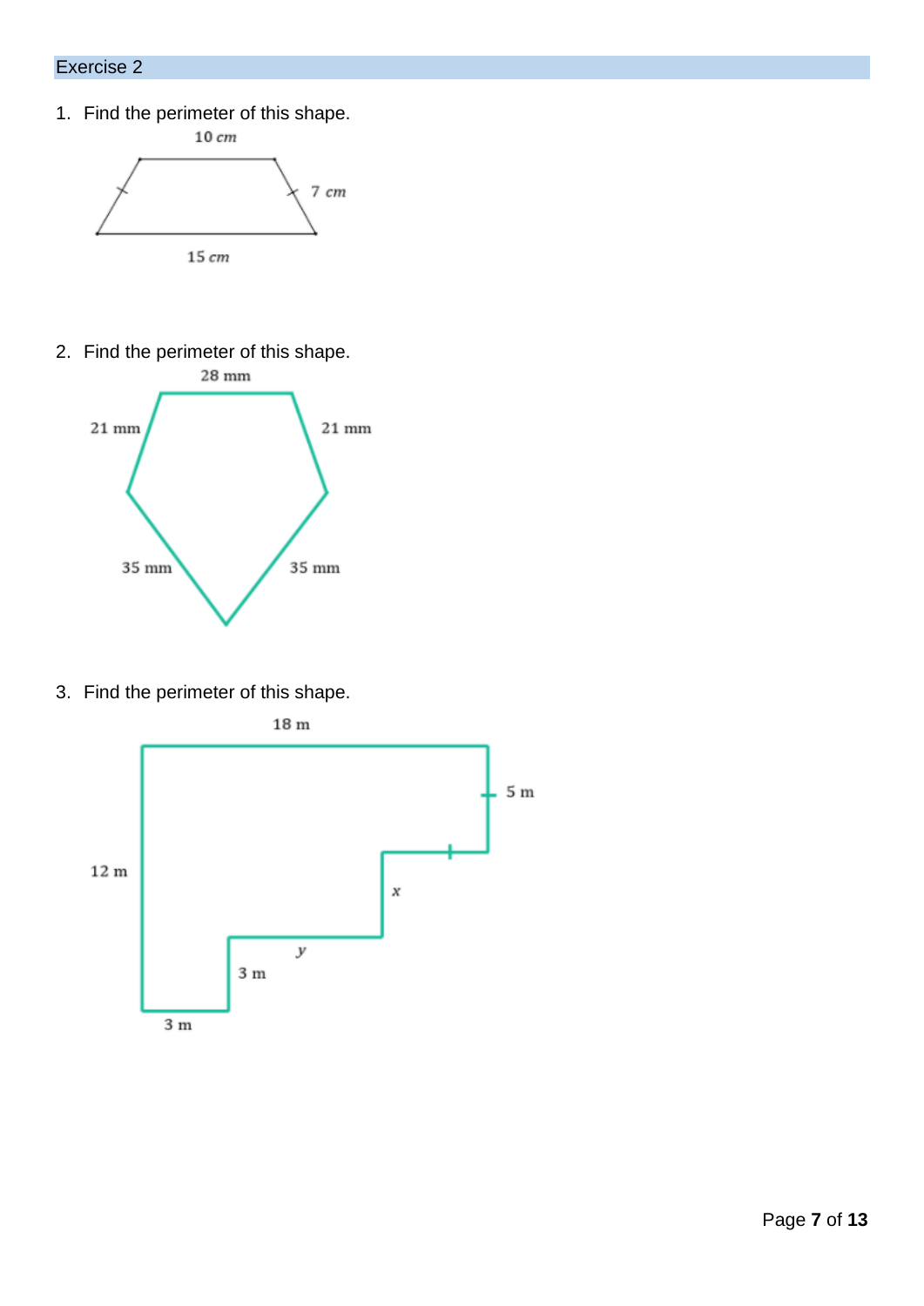## Exercise 2

1. Find the perimeter of this shape.

   10 $cm$

   7 $cm$

   15 $cm$

2. Find the perimeter of this shape.

   28 mm

   21 mm

   21 mm

   35 mm

   35 mm

3. Find the perimeter of this shape.

   18 m

   5 m

   12 m

   $x$

   $y$

   3 m

   3 m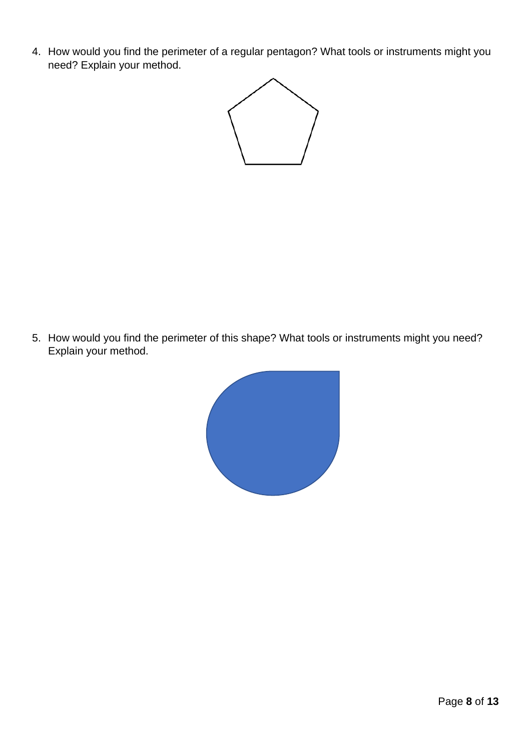4. How would you find the perimeter of a regular pentagon? What tools or instruments might you need? Explain your method.

5. How would you find the perimeter of this shape? What tools or instruments might you need? Explain your method.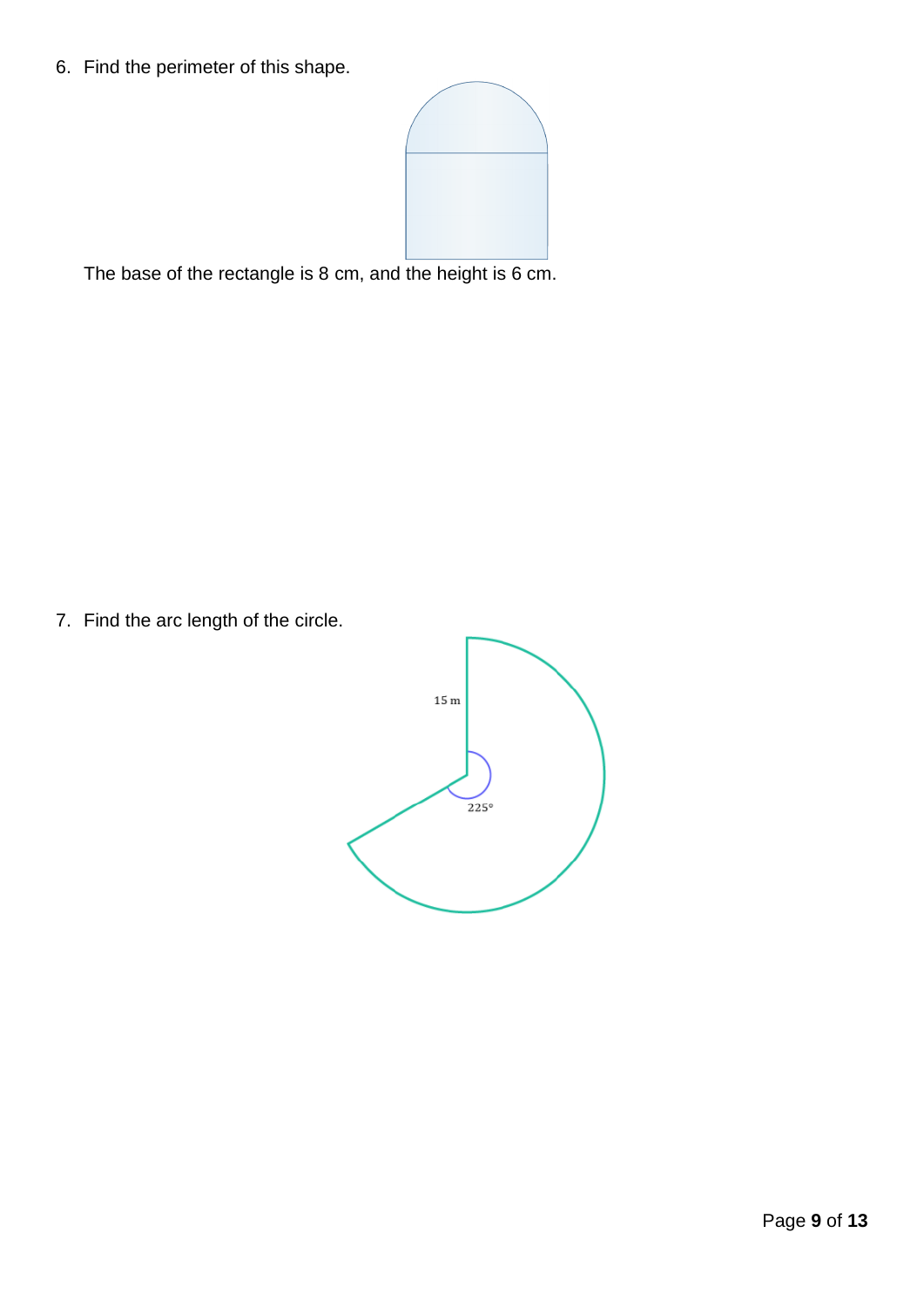6. Find the perimeter of this shape.

   The base of the rectangle is 8 cm, and the height is 6 cm.

7. Find the arc length of the circle.

   15 m

   225°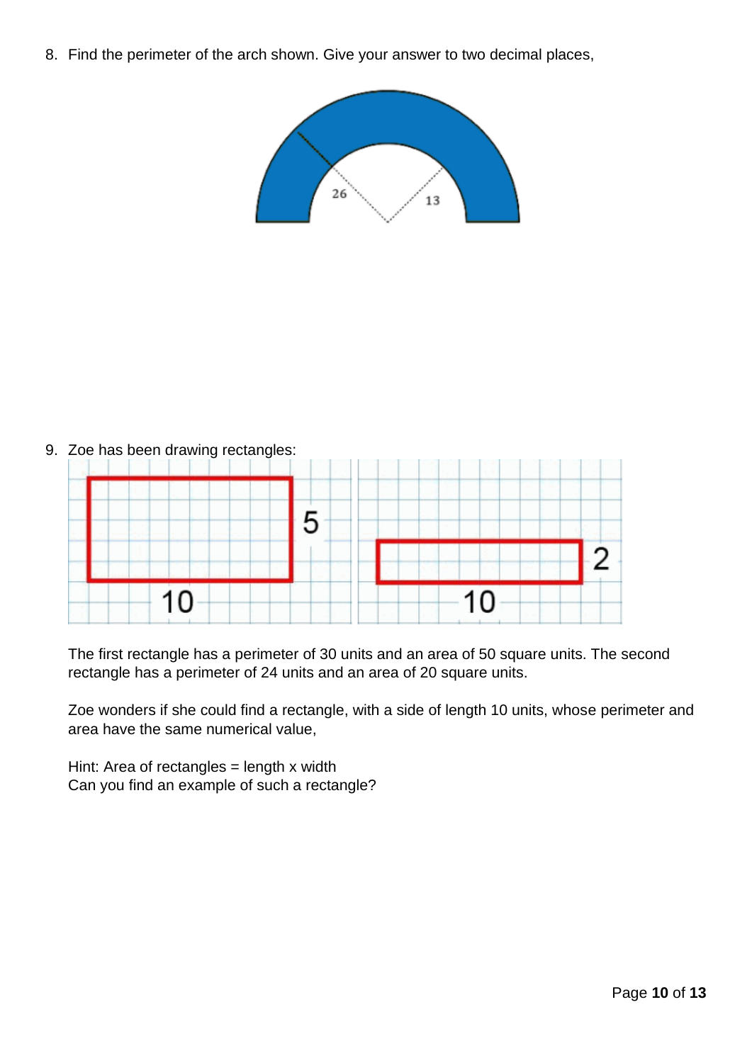8. Find the perimeter of the arch shown. Give your answer to two decimal places,

9. Zoe has been drawing rectangles:

   The first rectangle has a perimeter of 30 units and an area of 50 square units. The second rectangle has a perimeter of 24 units and an area of 20 square units.

   Zoe wonders if she could find a rectangle, with a side of length 10 units, whose perimeter and area have the same numerical value,

   Hint: Area of rectangles = length x width
   Can you find an example of such a rectangle?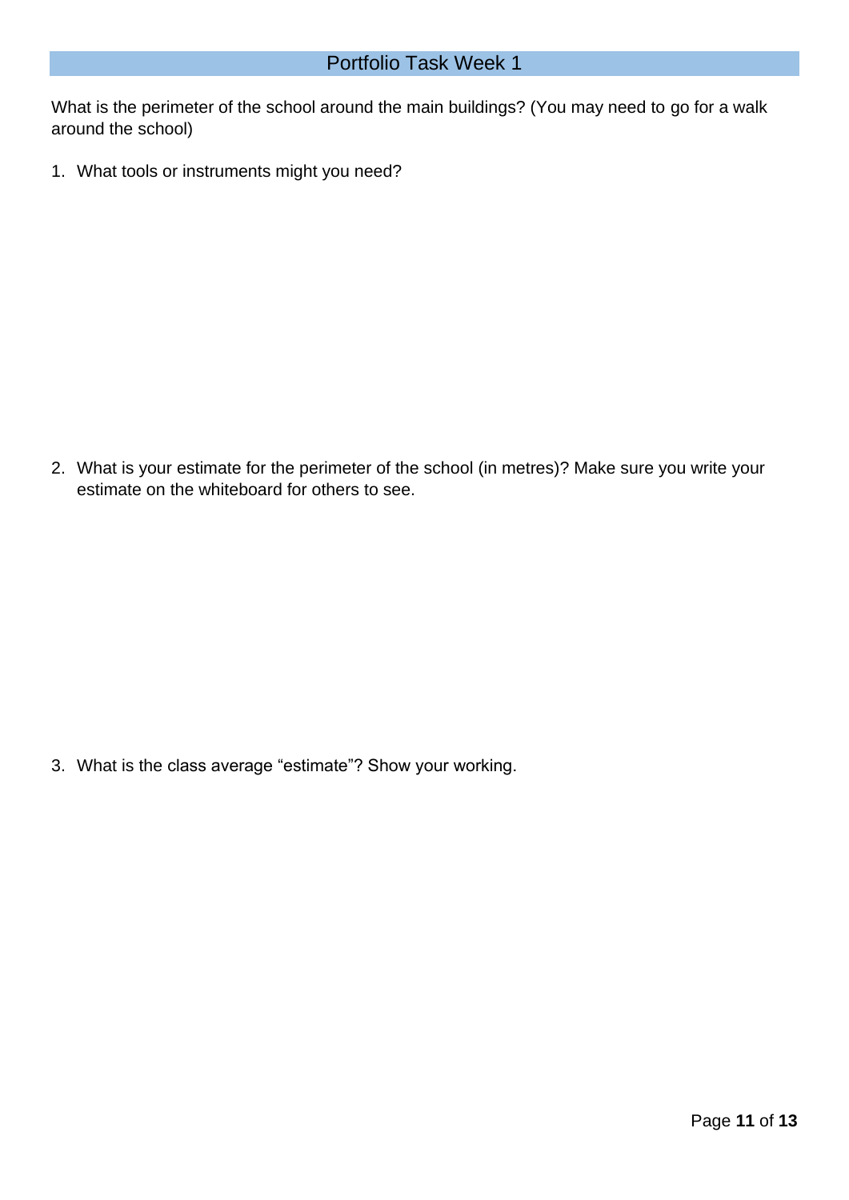## Portfolio Task Week 1

What is the perimeter of the school around the main buildings? (You may need to go for a walk around the school)

1. What tools or instruments might you need?

2. What is your estimate for the perimeter of the school (in metres)? Make sure you write your estimate on the whiteboard for others to see.

3. What is the class average "estimate"? Show your working.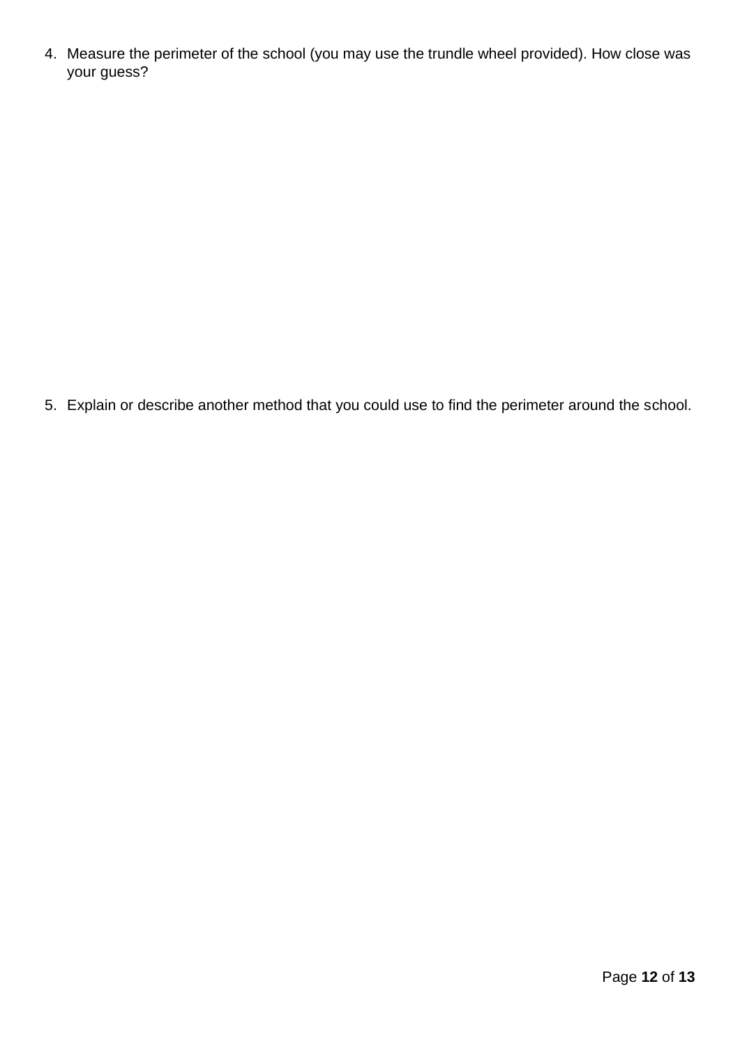4. Measure the perimeter of the school (you may use the trundle wheel provided). How close was your guess?

5. Explain or describe another method that you could use to find the perimeter around the school.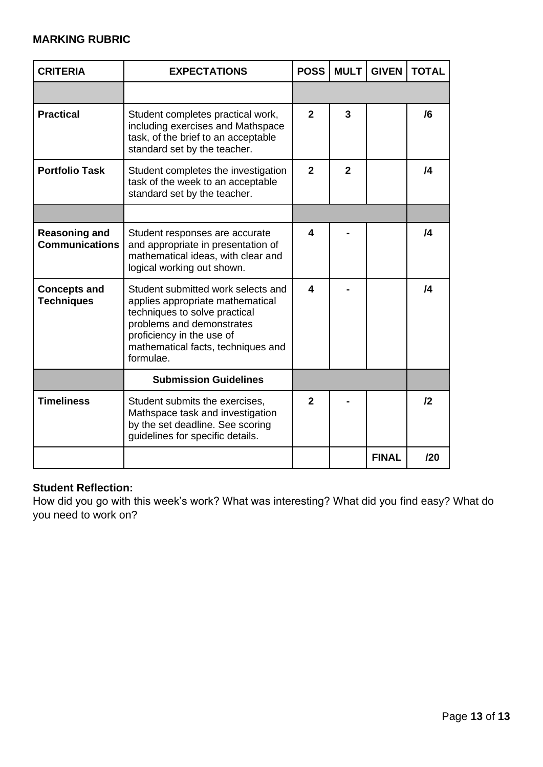## MARKING RUBRIC

| CRITERIA | EXPECTATIONS | POSS | MULT | GIVEN | TOTAL |
| --- | --- | --- | --- | --- | --- |
| | | | | | |
| **Practical** | Student completes practical work, including exercises and Mathspace task, of the brief to an acceptable standard set by the teacher. | **2** | **3** | | **/6** |
| **Portfolio Task** | Student completes the investigation task of the week to an acceptable standard set by the teacher. | **2** | **2** | | **/4** |
| | | | | | |
| **Reasoning and Communications** | Student responses are accurate and appropriate in presentation of mathematical ideas, with clear and logical working out shown. | **4** | **-** | | **/4** |
| **Concepts and Techniques** | Student submitted work selects and applies appropriate mathematical techniques to solve practical problems and demonstrates proficiency in the use of mathematical facts, techniques and formulae. | **4** | **-** | | **/4** |
| | **Submission Guidelines** | | | | |
| **Timeliness** | Student submits the exercises, Mathspace task and investigation by the set deadline. See scoring guidelines for specific details. | **2** | **-** | | **/2** |
| | | | | **FINAL** | **/20** |

**Student Reflection:**

How did you go with this week's work? What was interesting? What did you find easy? What do you need to work on?